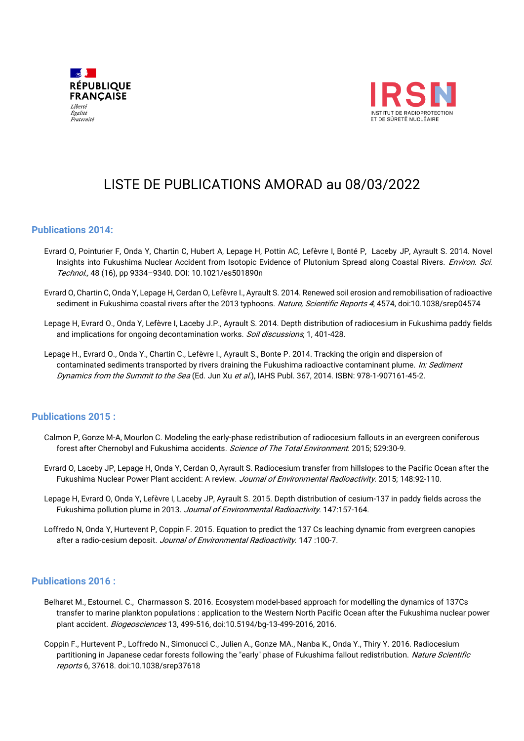RÉPUBLIQUE FRANÇAISE

*Liberté*
*Égalité*
*Fraternité*

IRSN
INSTITUT DE RADIOPROTECTION ET DE SÛRETÉ NUCLÉAIRE

# LISTE DE PUBLICATIONS AMORAD au 08/03/2022

## Publications 2014:

Evrard O, Pointurier F, Onda Y, Chartin C, Hubert A, Lepage H, Pottin AC, Lefèvre I, Bonté P, Laceby JP, Ayrault S. 2014. Novel Insights into Fukushima Nuclear Accident from Isotopic Evidence of Plutonium Spread along Coastal Rivers. *Environ. Sci. Technol.,* 48 (16), pp 9334–9340. DOI: 10.1021/es501890n

Evrard O, Chartin C, Onda Y, Lepage H, Cerdan O, Lefèvre I., Ayrault S. 2014. Renewed soil erosion and remobilisation of radioactive sediment in Fukushima coastal rivers after the 2013 typhoons. *Nature, Scientific Reports 4*, 4574, doi:10.1038/srep04574

Lepage H, Evrard O., Onda Y, Lefèvre I, Laceby J.P., Ayrault S. 2014. Depth distribution of radiocesium in Fukushima paddy fields and implications for ongoing decontamination works. *Soil discussions*, 1, 401-428.

Lepage H., Evrard O., Onda Y., Chartin C., Lefèvre I., Ayrault S., Bonte P. 2014. Tracking the origin and dispersion of contaminated sediments transported by rivers draining the Fukushima radioactive contaminant plume. *In: Sediment Dynamics from the Summit to the Sea* (Ed. Jun Xu *et al.*), IAHS Publ. 367, 2014. ISBN: 978-1-907161-45-2.

## Publications 2015 :

Calmon P, Gonze M-A, Mourlon C. Modeling the early-phase redistribution of radiocesium fallouts in an evergreen coniferous forest after Chernobyl and Fukushima accidents. *Science of The Total Environment*. 2015; 529:30-9.

Evrard O, Laceby JP, Lepage H, Onda Y, Cerdan O, Ayrault S. Radiocesium transfer from hillslopes to the Pacific Ocean after the Fukushima Nuclear Power Plant accident: A review. *Journal of Environmental Radioactivity*. 2015; 148:92-110.

Lepage H, Evrard O, Onda Y, Lefèvre I, Laceby JP, Ayrault S. 2015. Depth distribution of cesium-137 in paddy fields across the Fukushima pollution plume in 2013. *Journal of Environmental Radioactivity*. 147:157-164.

Loffredo N, Onda Y, Hurtevent P, Coppin F. 2015. Equation to predict the 137 Cs leaching dynamic from evergreen canopies after a radio-cesium deposit. *Journal of Environmental Radioactivity*. 147 :100-7.

## Publications 2016 :

Belharet M., Estournel. C., Charmasson S. 2016. Ecosystem model-based approach for modelling the dynamics of 137Cs transfer to marine plankton populations : application to the Western North Pacific Ocean after the Fukushima nuclear power plant accident. *Biogeosciences* 13, 499-516, doi:10.5194/bg-13-499-2016, 2016.

Coppin F., Hurtevent P., Loffredo N., Simonucci C., Julien A., Gonze MA., Nanba K., Onda Y., Thiry Y. 2016. Radiocesium partitioning in Japanese cedar forests following the "early" phase of Fukushima fallout redistribution. *Nature Scientific reports* 6, 37618. doi:10.1038/srep37618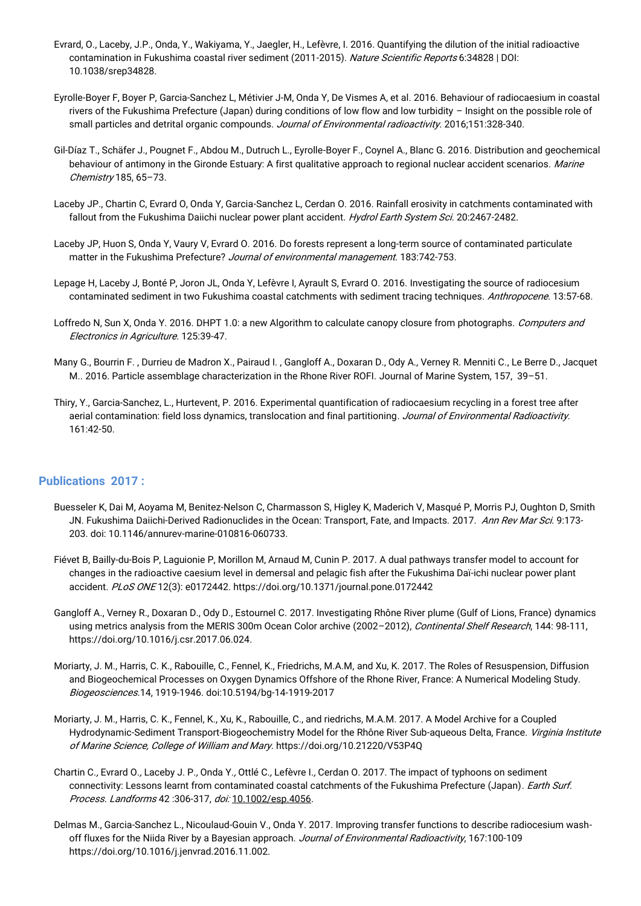Evrard, O., Laceby, J.P., Onda, Y., Wakiyama, Y., Jaegler, H., Lefèvre, I. 2016. Quantifying the dilution of the initial radioactive contamination in Fukushima coastal river sediment (2011-2015). *Nature Scientific Reports* 6:34828 | DOI: 10.1038/srep34828.

Eyrolle-Boyer F, Boyer P, Garcia-Sanchez L, Métivier J-M, Onda Y, De Vismes A, et al. 2016. Behaviour of radiocaesium in coastal rivers of the Fukushima Prefecture (Japan) during conditions of low flow and low turbidity – Insight on the possible role of small particles and detrital organic compounds. *Journal of Environmental radioactivity.* 2016;151:328-340.

Gil-Díaz T., Schäfer J., Pougnet F., Abdou M., Dutruch L., Eyrolle-Boyer F., Coynel A., Blanc G. 2016. Distribution and geochemical behaviour of antimony in the Gironde Estuary: A first qualitative approach to regional nuclear accident scenarios. *Marine Chemistry* 185, 65–73.

Laceby JP., Chartin C, Evrard O, Onda Y, Garcia-Sanchez L, Cerdan O. 2016. Rainfall erosivity in catchments contaminated with fallout from the Fukushima Daiichi nuclear power plant accident. *Hydrol Earth System Sci.* 20:2467-2482.

Laceby JP, Huon S, Onda Y, Vaury V, Evrard O. 2016. Do forests represent a long-term source of contaminated particulate matter in the Fukushima Prefecture? *Journal of environmental management.* 183:742-753.

Lepage H, Laceby J, Bonté P, Joron JL, Onda Y, Lefèvre I, Ayrault S, Evrard O. 2016. Investigating the source of radiocesium contaminated sediment in two Fukushima coastal catchments with sediment tracing techniques. *Anthropocene.* 13:57-68.

Loffredo N, Sun X, Onda Y. 2016. DHPT 1.0: a new Algorithm to calculate canopy closure from photographs. *Computers and Electronics in Agriculture.* 125:39-47.

Many G., Bourrin F. , Durrieu de Madron X., Pairaud I. , Gangloff A., Doxaran D., Ody A., Verney R. Menniti C., Le Berre D., Jacquet M.. 2016. Particle assemblage characterization in the Rhone River ROFI. Journal of Marine System, 157, 39–51.

Thiry, Y., Garcia-Sanchez, L., Hurtevent, P. 2016. Experimental quantification of radiocaesium recycling in a forest tree after aerial contamination: field loss dynamics, translocation and final partitioning. *Journal of Environmental Radioactivity.* 161:42-50.

## Publications 2017 :

Buesseler K, Dai M, Aoyama M, Benitez-Nelson C, Charmasson S, Higley K, Maderich V, Masqué P, Morris PJ, Oughton D, Smith JN. Fukushima Daiichi-Derived Radionuclides in the Ocean: Transport, Fate, and Impacts. 2017. *Ann Rev Mar Sci.* 9:173-203. doi: 10.1146/annurev-marine-010816-060733.

Fiévet B, Bailly-du-Bois P, Laguionie P, Morillon M, Arnaud M, Cunin P. 2017. A dual pathways transfer model to account for changes in the radioactive caesium level in demersal and pelagic fish after the Fukushima Daï-ichi nuclear power plant accident. *PLoS ONE* 12(3): e0172442. https://doi.org/10.1371/journal.pone.0172442

Gangloff A., Verney R., Doxaran D., Ody D., Estournel C. 2017. Investigating Rhône River plume (Gulf of Lions, France) dynamics using metrics analysis from the MERIS 300m Ocean Color archive (2002–2012), *Continental Shelf Research*, 144: 98-111, https://doi.org/10.1016/j.csr.2017.06.024.

Moriarty, J. M., Harris, C. K., Rabouille, C., Fennel, K., Friedrichs, M.A.M, and Xu, K. 2017. The Roles of Resuspension, Diffusion and Biogeochemical Processes on Oxygen Dynamics Offshore of the Rhone River, France: A Numerical Modeling Study. *Biogeosciences.*14, 1919-1946. doi:10.5194/bg-14-1919-2017

Moriarty, J. M., Harris, C. K., Fennel, K., Xu, K., Rabouille, C., and riedrichs, M.A.M. 2017. A Model Archive for a Coupled Hydrodynamic-Sediment Transport-Biogeochemistry Model for the Rhône River Sub-aqueous Delta, France. *Virginia Institute of Marine Science, College of William and Mary.* https://doi.org/10.21220/V53P4Q

Chartin C., Evrard O., Laceby J. P., Onda Y., Ottlé C., Lefèvre I., Cerdan O. 2017. The impact of typhoons on sediment connectivity: Lessons learnt from contaminated coastal catchments of the Fukushima Prefecture (Japan). *Earth Surf. Process. Landforms* 42 :306-317, *doi:* 10.1002/esp.4056.

Delmas M., Garcia-Sanchez L., Nicoulaud-Gouin V., Onda Y. 2017. Improving transfer functions to describe radiocesium wash-off fluxes for the Niida River by a Bayesian approach. *Journal of Environmental Radioactivity*, 167:100-109 https://doi.org/10.1016/j.jenvrad.2016.11.002.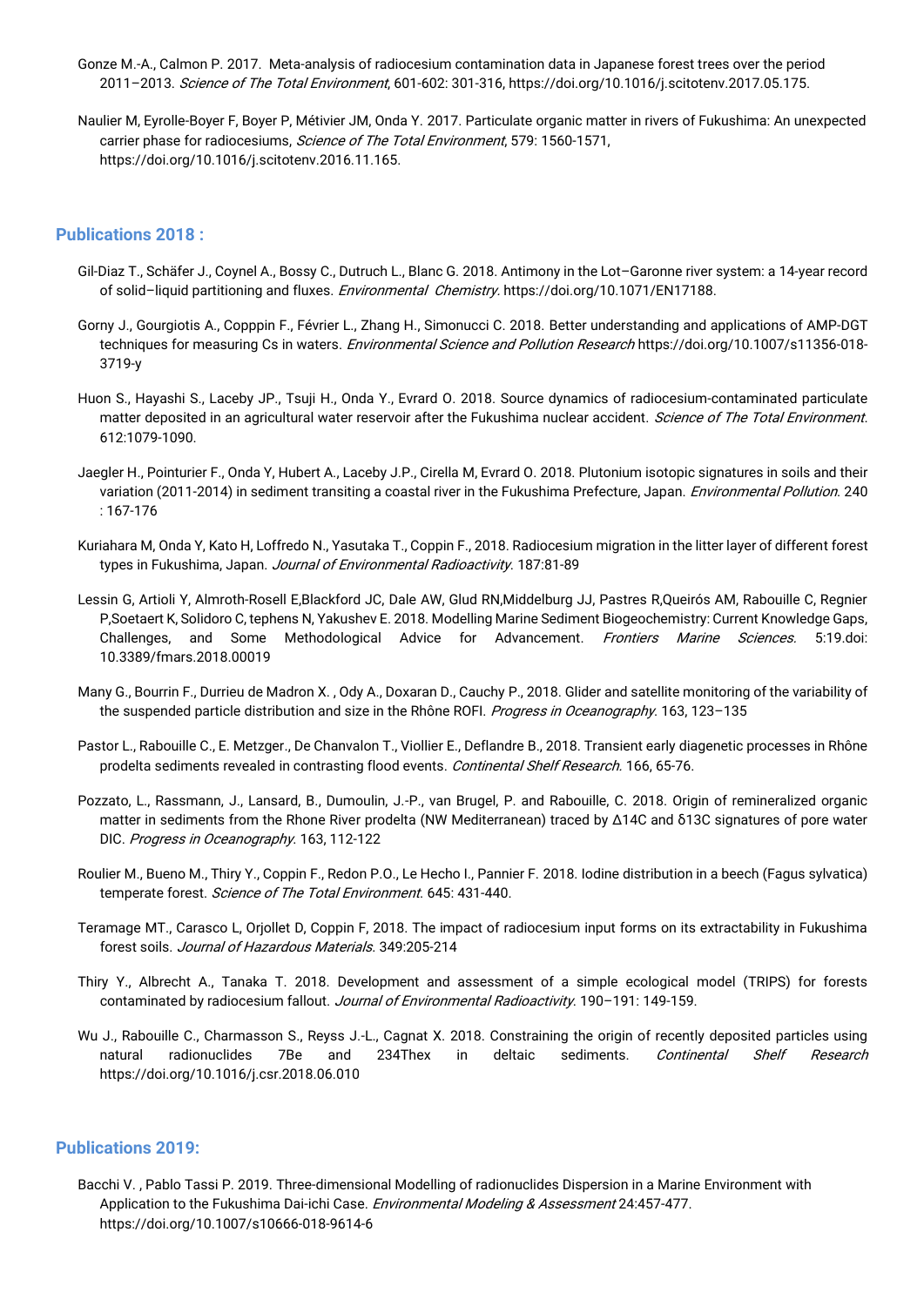Gonze M.-A., Calmon P. 2017. Meta-analysis of radiocesium contamination data in Japanese forest trees over the period 2011–2013. *Science of The Total Environment*, 601-602: 301-316, https://doi.org/10.1016/j.scitotenv.2017.05.175.

Naulier M, Eyrolle-Boyer F, Boyer P, Métivier JM, Onda Y. 2017. Particulate organic matter in rivers of Fukushima: An unexpected carrier phase for radiocesiums, *Science of The Total Environment*, 579: 1560-1571, https://doi.org/10.1016/j.scitotenv.2016.11.165.

## Publications 2018 :

Gil-Diaz T., Schäfer J., Coynel A., Bossy C., Dutruch L., Blanc G. 2018. Antimony in the Lot–Garonne river system: a 14-year record of solid–liquid partitioning and fluxes. *Environmental Chemistry.* https://doi.org/10.1071/EN17188.

Gorny J., Gourgiotis A., Copppin F., Février L., Zhang H., Simonucci C. 2018. Better understanding and applications of AMP-DGT techniques for measuring Cs in waters. *Environmental Science and Pollution Research* https://doi.org/10.1007/s11356-018-3719-y

Huon S., Hayashi S., Laceby JP., Tsuji H., Onda Y., Evrard O. 2018. Source dynamics of radiocesium-contaminated particulate matter deposited in an agricultural water reservoir after the Fukushima nuclear accident. *Science of The Total Environment.* 612:1079-1090.

Jaegler H., Pointurier F., Onda Y, Hubert A., Laceby J.P., Cirella M, Evrard O. 2018. Plutonium isotopic signatures in soils and their variation (2011-2014) in sediment transiting a coastal river in the Fukushima Prefecture, Japan. *Environmental Pollution.* 240 : 167-176

Kuriahara M, Onda Y, Kato H, Loffredo N., Yasutaka T., Coppin F., 2018. Radiocesium migration in the litter layer of different forest types in Fukushima, Japan. *Journal of Environmental Radioactivity.* 187:81-89

Lessin G, Artioli Y, Almroth-Rosell E,Blackford JC, Dale AW, Glud RN,Middelburg JJ, Pastres R,Queirós AM, Rabouille C, Regnier P,Soetaert K, Solidoro C, tephens N, Yakushev E. 2018. Modelling Marine Sediment Biogeochemistry: Current Knowledge Gaps, Challenges, and Some Methodological Advice for Advancement. *Frontiers Marine Sciences.* 5:19.doi: 10.3389/fmars.2018.00019

Many G., Bourrin F., Durrieu de Madron X. , Ody A., Doxaran D., Cauchy P., 2018. Glider and satellite monitoring of the variability of the suspended particle distribution and size in the Rhône ROFI. *Progress in Oceanography.* 163, 123–135

Pastor L., Rabouille C., E. Metzger., De Chanvalon T., Viollier E., Deflandre B., 2018. Transient early diagenetic processes in Rhône prodelta sediments revealed in contrasting flood events. *Continental Shelf Research.* 166, 65-76.

Pozzato, L., Rassmann, J., Lansard, B., Dumoulin, J.-P., van Brugel, P. and Rabouille, C. 2018. Origin of remineralized organic matter in sediments from the Rhone River prodelta (NW Mediterranean) traced by Δ14C and δ13C signatures of pore water DIC. *Progress in Oceanography.* 163, 112-122

Roulier M., Bueno M., Thiry Y., Coppin F., Redon P.O., Le Hecho I., Pannier F. 2018. Iodine distribution in a beech (Fagus sylvatica) temperate forest. *Science of The Total Environment.* 645: 431-440.

Teramage MT., Carasco L, Orjollet D, Coppin F, 2018. The impact of radiocesium input forms on its extractability in Fukushima forest soils. *Journal of Hazardous Materials.* 349:205-214

Thiry Y., Albrecht A., Tanaka T. 2018. Development and assessment of a simple ecological model (TRIPS) for forests contaminated by radiocesium fallout. *Journal of Environmental Radioactivity.* 190–191: 149-159.

Wu J., Rabouille C., Charmasson S., Reyss J.-L., Cagnat X. 2018. Constraining the origin of recently deposited particles using natural radionuclides 7Be and 234Thex in deltaic sediments. *Continental Shelf Research* https://doi.org/10.1016/j.csr.2018.06.010

## Publications 2019:

Bacchi V. , Pablo Tassi P. 2019. Three-dimensional Modelling of radionuclides Dispersion in a Marine Environment with Application to the Fukushima Dai-ichi Case. *Environmental Modeling & Assessment* 24:457-477. https://doi.org/10.1007/s10666-018-9614-6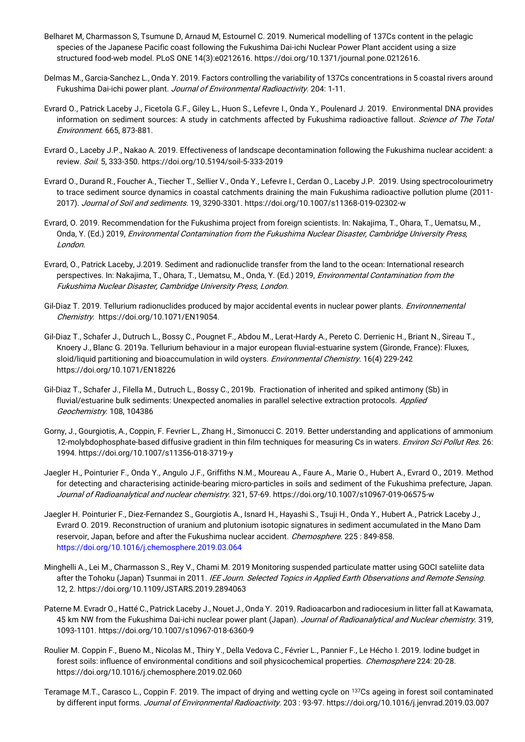Belharet M, Charmasson S, Tsumune D, Arnaud M, Estournel C. 2019. Numerical modelling of 137Cs content in the pelagic species of the Japanese Pacific coast following the Fukushima Dai-ichi Nuclear Power Plant accident using a size structured food-web model. PLoS ONE 14(3):e0212616. https://doi.org/10.1371/journal.pone.0212616.

Delmas M., Garcia-Sanchez L., Onda Y. 2019. Factors controlling the variability of 137Cs concentrations in 5 coastal rivers around Fukushima Dai-ichi power plant. *Journal of Environmental Radioactivity*. 204: 1-11.

Evrard O., Patrick Laceby J., Ficetola G.F., Giley L., Huon S., Lefevre I., Onda Y., Poulenard J. 2019. Environmental DNA provides information on sediment sources: A study in catchments affected by Fukushima radioactive fallout. *Science of The Total Environment*. 665, 873-881.

Evrard O., Laceby J.P., Nakao A. 2019. Effectiveness of landscape decontamination following the Fukushima nuclear accident: a review. *Soil*. 5, 333-350. https://doi.org/10.5194/soil-5-333-2019

Evrard O., Durand R., Foucher A., Tiecher T., Sellier V., Onda Y., Lefevre I., Cerdan O., Laceby J.P. 2019. Using spectrocolourimetry to trace sediment source dynamics in coastal catchments draining the main Fukushima radioactive pollution plume (2011-2017). *Journal of Soil and sediments*. 19, 3290-3301. https://doi.org/10.1007/s11368-019-02302-w

Evrard, O. 2019. Recommendation for the Fukushima project from foreign scientists. In: Nakajima, T., Ohara, T., Uematsu, M., Onda, Y. (Ed.) 2019, *Environmental Contamination from the Fukushima Nuclear Disaster, Cambridge University Press, London*.

Evrard, O., Patrick Laceby, J.2019. Sediment and radionuclide transfer from the land to the ocean: International research perspectives. In: Nakajima, T., Ohara, T., Uematsu, M., Onda, Y. (Ed.) 2019, *Environmental Contamination from the Fukushima Nuclear Disaster, Cambridge University Press, London*.

Gil-Diaz T. 2019. Tellurium radionuclides produced by major accidental events in nuclear power plants. *Environnemental Chemistry*. https://doi.org/10.1071/EN19054.

Gil-Diaz T., Schafer J., Dutruch L., Bossy C., Pougnet F., Abdou M., Lerat-Hardy A., Pereto C. Derrienic H., Briant N., Sireau T., Knoery J., Blanc G. 2019a. Tellurium behaviour in a major european fluvial-estuarine system (Gironde, France): Fluxes, sloid/liquid partitioning and bioaccumulation in wild oysters. *Environmental Chemistry*. 16(4) 229-242 https://doi.org/10.1071/EN18226

Gil-Diaz T., Schafer J., Filella M., Dutruch L., Bossy C., 2019b. Fractionation of inherited and spiked antimony (Sb) in fluvial/estuarine bulk sediments: Unexpected anomalies in parallel selective extraction protocols. *Applied Geochemistry*. 108, 104386

Gorny, J., Gourgiotis, A., Coppin, F. Fevrier L., Zhang H., Simonucci C. 2019. Better understanding and applications of ammonium 12-molybdophosphate-based diffusive gradient in thin film techniques for measuring Cs in waters. *Environ Sci Pollut Res*. 26: 1994. https://doi.org/10.1007/s11356-018-3719-y

Jaegler H., Pointurier F., Onda Y., Angulo J.F., Griffiths N.M., Moureau A., Faure A., Marie O., Hubert A., Evrard O., 2019. Method for detecting and characterising actinide-bearing micro-particles in soils and sediment of the Fukushima prefecture, Japan. *Journal of Radioanalytical and nuclear chemistry*. 321, 57-69. https://doi.org/10.1007/s10967-019-06575-w

Jaegler H. Pointurier F., Diez-Fernandez S., Gourgiotis A., Isnard H., Hayashi S., Tsuji H., Onda Y., Hubert A., Patrick Laceby J., Evrard O. 2019. Reconstruction of uranium and plutonium isotopic signatures in sediment accumulated in the Mano Dam reservoir, Japan, before and after the Fukushima nuclear accident. *Chemosphere*. 225 : 849-858. https://doi.org/10.1016/j.chemosphere.2019.03.064

Minghelli A., Lei M., Charmasson S., Rey V., Chami M. 2019 Monitoring suspended particulate matter using GOCI sateliite data after the Tohoku (Japan) Tsunmai in 2011. *IEE Journ. Selected Topics in Applied Earth Observations and Remote Sensing*. 12, 2. https://doi.org/10.1109/JSTARS.2019.2894063

Paterne M. Evradr O., Hatté C., Patrick Laceby J., Nouet J., Onda Y. 2019. Radioacarbon and radiocesium in litter fall at Kawamata, 45 km NW from the Fukushima Dai-ichi nuclear power plant (Japan). *Journal of Radioanalytical and Nuclear chemistry*. 319, 1093-1101. https://doi.org/10.1007/s10967-018-6360-9

Roulier M. Coppin F., Bueno M., Nicolas M., Thiry Y., Della Vedova C., Février L., Pannier F., Le Hécho I. 2019. Iodine budget in forest soils: influence of environmental conditions and soil physicochemical properties. *Chemosphere* 224: 20-28. https://doi.org/10.1016/j.chemosphere.2019.02.060

Teramage M.T., Carasco L., Coppin F. 2019. The impact of drying and wetting cycle on $^{137}$Cs ageing in forest soil contaminated by different input forms. *Journal of Environmental Radioactivity*. 203 : 93-97. https://doi.org/10.1016/j.jenvrad.2019.03.007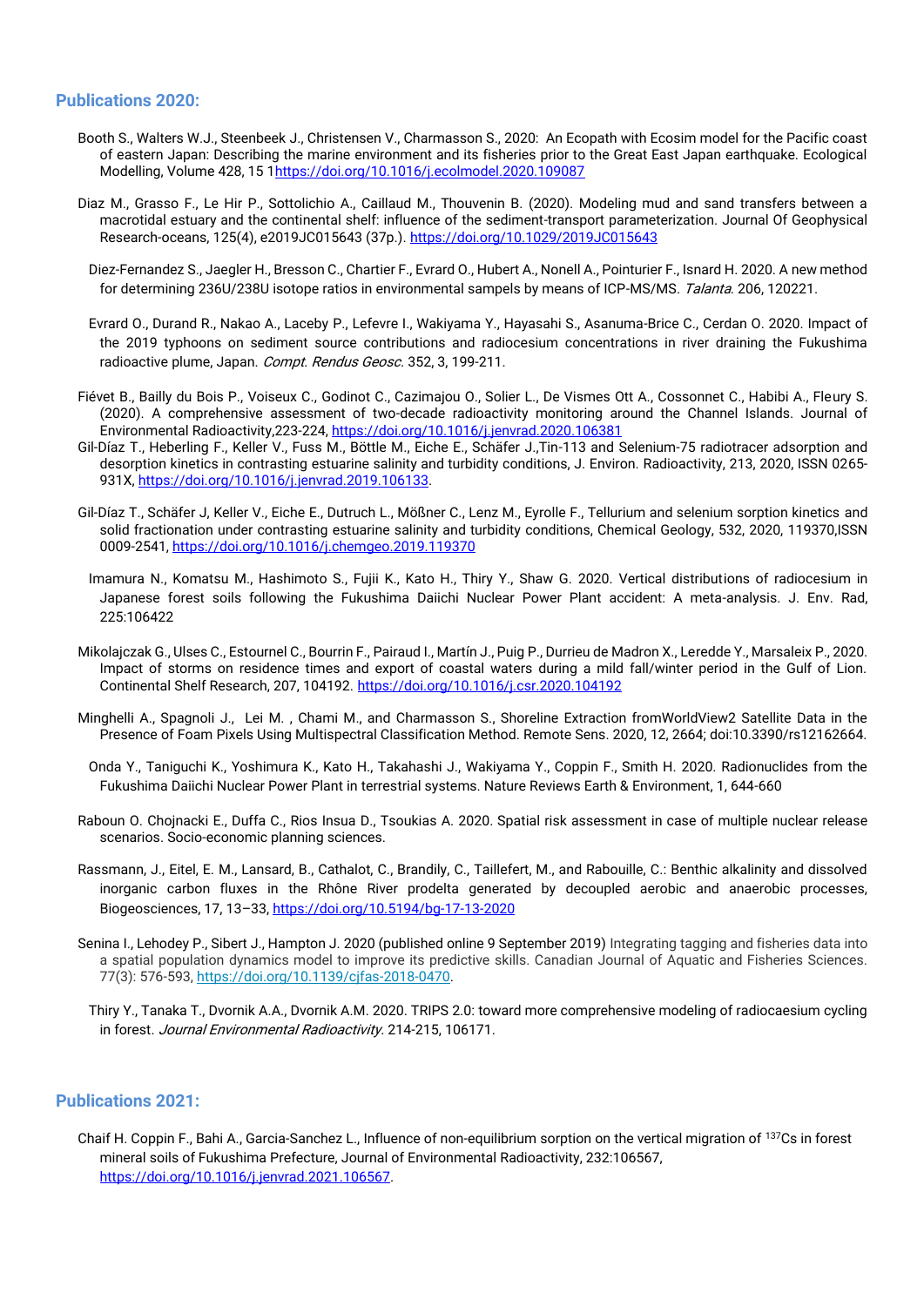## Publications 2020:

Booth S., Walters W.J., Steenbeek J., Christensen V., Charmasson S., 2020: An Ecopath with Ecosim model for the Pacific coast of eastern Japan: Describing the marine environment and its fisheries prior to the Great East Japan earthquake. Ecological Modelling, Volume 428, 15 1https://doi.org/10.1016/j.ecolmodel.2020.109087

Diaz M., Grasso F., Le Hir P., Sottolichio A., Caillaud M., Thouvenin B. (2020). Modeling mud and sand transfers between a macrotidal estuary and the continental shelf: influence of the sediment-transport parameterization. Journal Of Geophysical Research-oceans, 125(4), e2019JC015643 (37p.). https://doi.org/10.1029/2019JC015643

Diez-Fernandez S., Jaegler H., Bresson C., Chartier F., Evrard O., Hubert A., Nonell A., Pointurier F., Isnard H. 2020. A new method for determining 236U/238U isotope ratios in environmental sampels by means of ICP-MS/MS. *Talanta*. 206, 120221.

Evrard O., Durand R., Nakao A., Laceby P., Lefevre I., Wakiyama Y., Hayasahi S., Asanuma-Brice C., Cerdan O. 2020. Impact of the 2019 typhoons on sediment source contributions and radiocesium concentrations in river draining the Fukushima radioactive plume, Japan. *Compt. Rendus Geosc*. 352, 3, 199-211.

Fiévet B., Bailly du Bois P., Voiseux C., Godinot C., Cazimajou O., Solier L., De Vismes Ott A., Cossonnet C., Habibi A., Fleury S. (2020). A comprehensive assessment of two-decade radioactivity monitoring around the Channel Islands. Journal of Environmental Radioactivity,223-224, https://doi.org/10.1016/j.jenvrad.2020.106381

Gil-Díaz T., Heberling F., Keller V., Fuss M., Böttle M., Eiche E., Schäfer J.,Tin-113 and Selenium-75 radiotracer adsorption and desorption kinetics in contrasting estuarine salinity and turbidity conditions, J. Environ. Radioactivity, 213, 2020, ISSN 0265-931X, https://doi.org/10.1016/j.jenvrad.2019.106133.

Gil-Díaz T., Schäfer J, Keller V., Eiche E., Dutruch L., Mößner C., Lenz M., Eyrolle F., Tellurium and selenium sorption kinetics and solid fractionation under contrasting estuarine salinity and turbidity conditions, Chemical Geology, 532, 2020, 119370,ISSN 0009-2541, https://doi.org/10.1016/j.chemgeo.2019.119370

Imamura N., Komatsu M., Hashimoto S., Fujii K., Kato H., Thiry Y., Shaw G. 2020. Vertical distributions of radiocesium in Japanese forest soils following the Fukushima Daiichi Nuclear Power Plant accident: A meta-analysis. J. Env. Rad, 225:106422

Mikolajczak G., Ulses C., Estournel C., Bourrin F., Pairaud I., Martín J., Puig P., Durrieu de Madron X., Leredde Y., Marsaleix P., 2020. Impact of storms on residence times and export of coastal waters during a mild fall/winter period in the Gulf of Lion. Continental Shelf Research, 207, 104192. https://doi.org/10.1016/j.csr.2020.104192

Minghelli A., Spagnoli J., Lei M. , Chami M., and Charmasson S., Shoreline Extraction fromWorldView2 Satellite Data in the Presence of Foam Pixels Using Multispectral Classification Method. Remote Sens. 2020, 12, 2664; doi:10.3390/rs12162664.

Onda Y., Taniguchi K., Yoshimura K., Kato H., Takahashi J., Wakiyama Y., Coppin F., Smith H. 2020. Radionuclides from the Fukushima Daiichi Nuclear Power Plant in terrestrial systems. Nature Reviews Earth & Environment, 1, 644-660

Raboun O. Chojnacki E., Duffa C., Rios Insua D., Tsoukias A. 2020. Spatial risk assessment in case of multiple nuclear release scenarios. Socio-economic planning sciences.

Rassmann, J., Eitel, E. M., Lansard, B., Cathalot, C., Brandily, C., Taillefert, M., and Rabouille, C.: Benthic alkalinity and dissolved inorganic carbon fluxes in the Rhône River prodelta generated by decoupled aerobic and anaerobic processes, Biogeosciences, 17, 13–33, https://doi.org/10.5194/bg-17-13-2020

Senina I., Lehodey P., Sibert J., Hampton J. 2020 (published online 9 September 2019) Integrating tagging and fisheries data into a spatial population dynamics model to improve its predictive skills. Canadian Journal of Aquatic and Fisheries Sciences. 77(3): 576-593, https://doi.org/10.1139/cjfas-2018-0470.

Thiry Y., Tanaka T., Dvornik A.A., Dvornik A.M. 2020. TRIPS 2.0: toward more comprehensive modeling of radiocaesium cycling in forest. *Journal Environmental Radioactivity*. 214-215, 106171.

## Publications 2021:

Chaif H. Coppin F., Bahi A., Garcia-Sanchez L., Influence of non-equilibrium sorption on the vertical migration of $^{137}$Cs in forest mineral soils of Fukushima Prefecture, Journal of Environmental Radioactivity, 232:106567, https://doi.org/10.1016/j.jenvrad.2021.106567.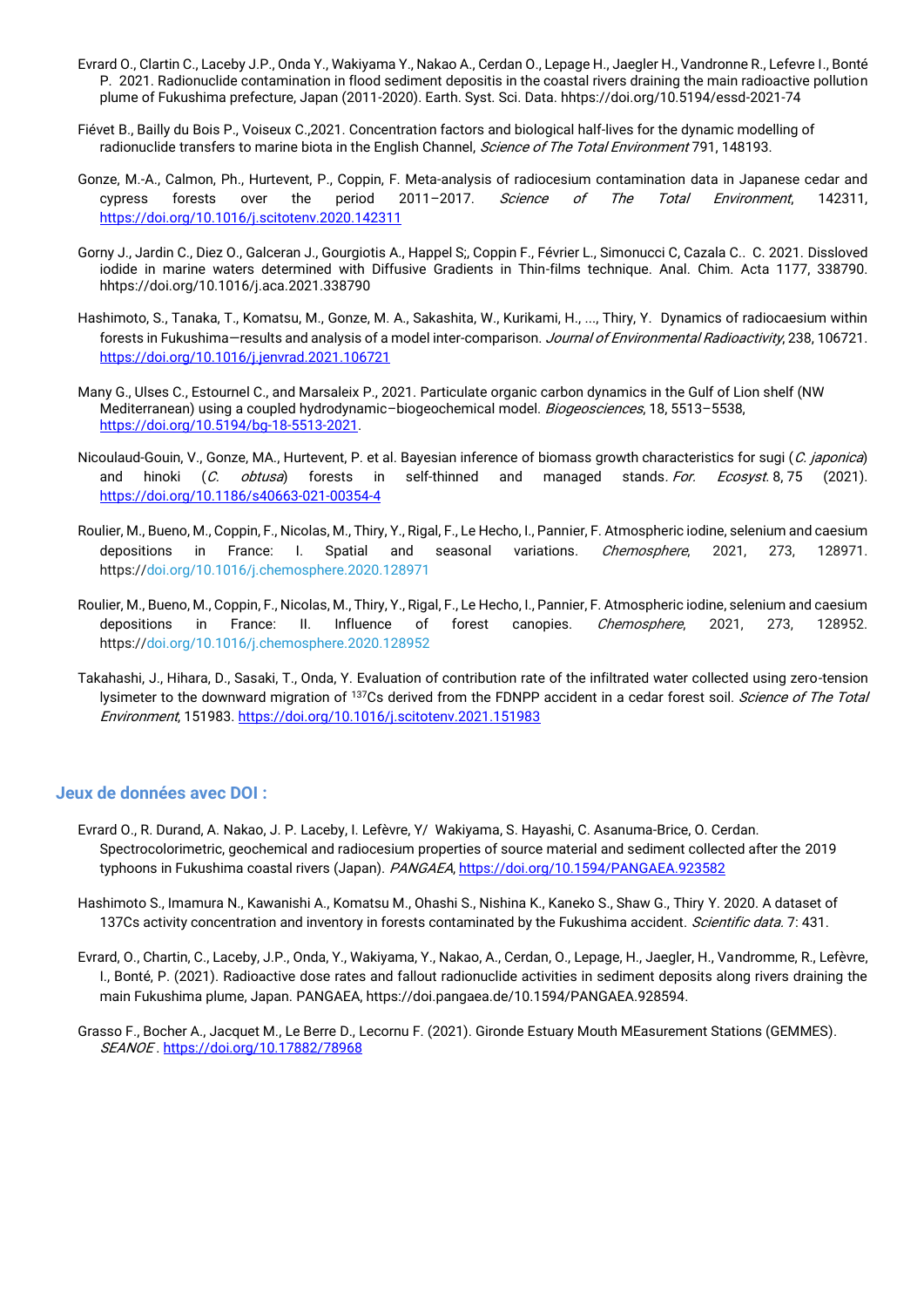Evrard O., Clartin C., Laceby J.P., Onda Y., Wakiyama Y., Nakao A., Cerdan O., Lepage H., Jaegler H., Vandronne R., Lefevre I., Bonté P. 2021. Radionuclide contamination in flood sediment depositis in the coastal rivers draining the main radioactive pollution plume of Fukushima prefecture, Japan (2011-2020). Earth. Syst. Sci. Data. hhttps://doi.org/10.5194/essd-2021-74

Fiévet B., Bailly du Bois P., Voiseux C.,2021. Concentration factors and biological half-lives for the dynamic modelling of radionuclide transfers to marine biota in the English Channel, *Science of The Total Environment* 791, 148193.

Gonze, M.-A., Calmon, Ph., Hurtevent, P., Coppin, F. Meta-analysis of radiocesium contamination data in Japanese cedar and cypress forests over the period 2011–2017. *Science of The Total Environment*, 142311, https://doi.org/10.1016/j.scitotenv.2020.142311

Gorny J., Jardin C., Diez O., Galceran J., Gourgiotis A., Happel S;, Coppin F., Février L., Simonucci C, Cazala C.. C. 2021. Dissloved iodide in marine waters determined with Diffusive Gradients in Thin-films technique. Anal. Chim. Acta 1177, 338790. hhttps://doi.org/10.1016/j.aca.2021.338790

Hashimoto, S., Tanaka, T., Komatsu, M., Gonze, M. A., Sakashita, W., Kurikami, H., ..., Thiry, Y. Dynamics of radiocaesium within forests in Fukushima—results and analysis of a model inter-comparison. *Journal of Environmental Radioactivity*, 238, 106721. https://doi.org/10.1016/j.jenvrad.2021.106721

Many G., Ulses C., Estournel C., and Marsaleix P., 2021. Particulate organic carbon dynamics in the Gulf of Lion shelf (NW Mediterranean) using a coupled hydrodynamic–biogeochemical model. *Biogeosciences*, 18, 5513–5538, https://doi.org/10.5194/bg-18-5513-2021.

Nicoulaud-Gouin, V., Gonze, MA., Hurtevent, P. et al. Bayesian inference of biomass growth characteristics for sugi (*C. japonica*) and hinoki (*C. obtusa*) forests in self-thinned and managed stands. *For. Ecosyst.* 8, 75 (2021). https://doi.org/10.1186/s40663-021-00354-4

Roulier, M., Bueno, M., Coppin, F., Nicolas, M., Thiry, Y., Rigal, F., Le Hecho, I., Pannier, F. Atmospheric iodine, selenium and caesium depositions in France: I. Spatial and seasonal variations. *Chemosphere*, 2021, 273, 128971. https://doi.org/10.1016/j.chemosphere.2020.128971

Roulier, M., Bueno, M., Coppin, F., Nicolas, M., Thiry, Y., Rigal, F., Le Hecho, I., Pannier, F. Atmospheric iodine, selenium and caesium depositions in France: II. Influence of forest canopies. *Chemosphere*, 2021, 273, 128952. https://doi.org/10.1016/j.chemosphere.2020.128952

Takahashi, J., Hihara, D., Sasaki, T., Onda, Y. Evaluation of contribution rate of the infiltrated water collected using zero-tension lysimeter to the downward migration of $^{137}$Cs derived from the FDNPP accident in a cedar forest soil. *Science of The Total Environment*, 151983. https://doi.org/10.1016/j.scitotenv.2021.151983

## Jeux de données avec DOI :

Evrard O., R. Durand, A. Nakao, J. P. Laceby, I. Lefèvre, Y/ Wakiyama, S. Hayashi, C. Asanuma-Brice, O. Cerdan. Spectrocolorimetric, geochemical and radiocesium properties of source material and sediment collected after the 2019 typhoons in Fukushima coastal rivers (Japan). *PANGAEA*, https://doi.org/10.1594/PANGAEA.923582

Hashimoto S., Imamura N., Kawanishi A., Komatsu M., Ohashi S., Nishina K., Kaneko S., Shaw G., Thiry Y. 2020. A dataset of 137Cs activity concentration and inventory in forests contaminated by the Fukushima accident. *Scientific data*. 7: 431.

Evrard, O., Chartin, C., Laceby, J.P., Onda, Y., Wakiyama, Y., Nakao, A., Cerdan, O., Lepage, H., Jaegler, H., Vandromme, R., Lefèvre, I., Bonté, P. (2021). Radioactive dose rates and fallout radionuclide activities in sediment deposits along rivers draining the main Fukushima plume, Japan. PANGAEA, https://doi.pangaea.de/10.1594/PANGAEA.928594.

Grasso F., Bocher A., Jacquet M., Le Berre D., Lecornu F. (2021). Gironde Estuary Mouth MEasurement Stations (GEMMES). *SEANOE* . https://doi.org/10.17882/78968